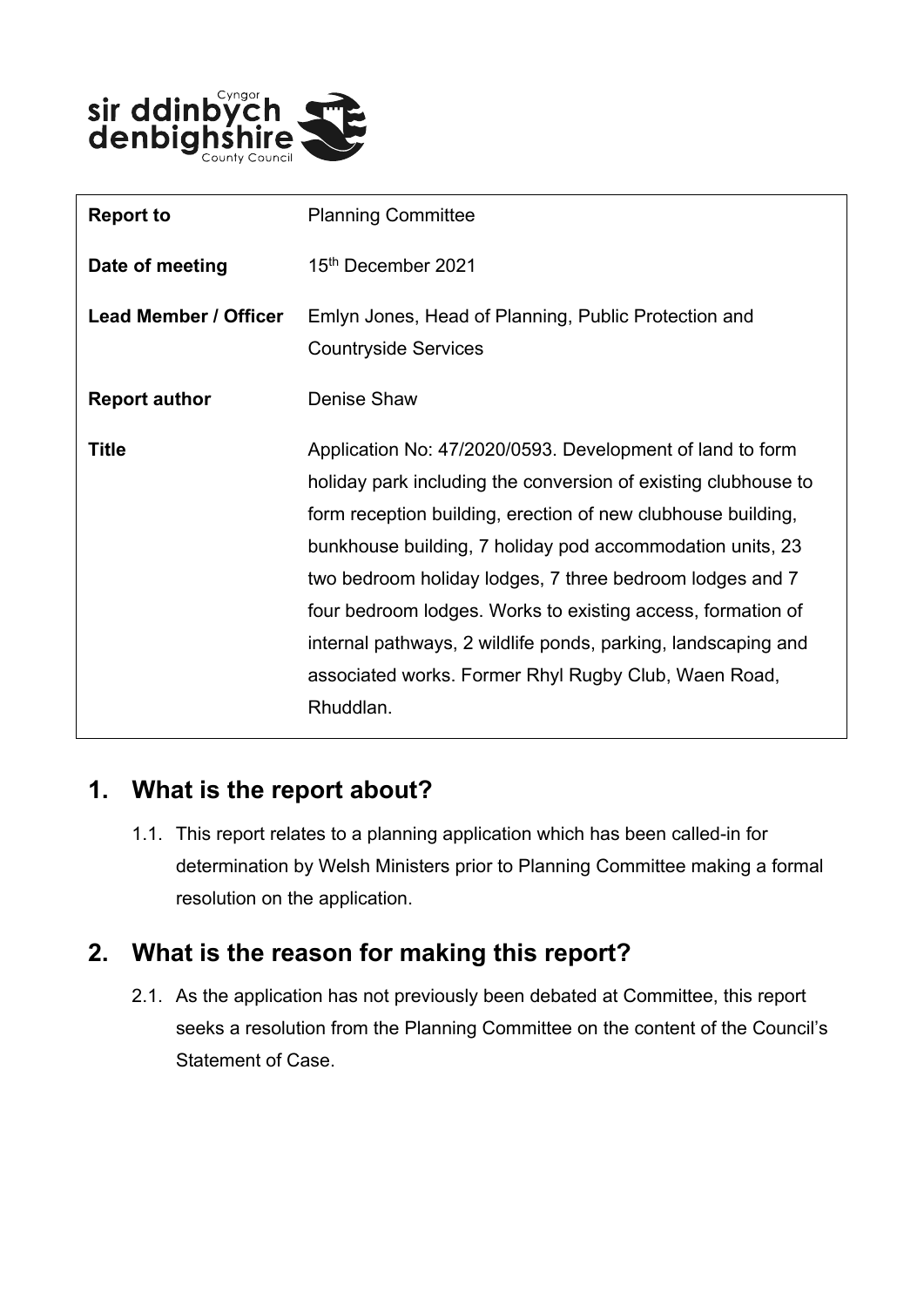| **Report to** | Planning Committee |
| --- | --- |
| **Date of meeting** | 15th December 2021 |
| **Lead Member / Officer** | Emlyn Jones, Head of Planning, Public Protection and Countryside Services |
| **Report author** | Denise Shaw |
| **Title** | Application No: 47/2020/0593. Development of land to form holiday park including the conversion of existing clubhouse to form reception building, erection of new clubhouse building, bunkhouse building, 7 holiday pod accommodation units, 23 two bedroom holiday lodges, 7 three bedroom lodges and 7 four bedroom lodges. Works to existing access, formation of internal pathways, 2 wildlife ponds, parking, landscaping and associated works. Former Rhyl Rugby Club, Waen Road, Rhuddlan. |

## 1. What is the report about?

1.1. This report relates to a planning application which has been called-in for determination by Welsh Ministers prior to Planning Committee making a formal resolution on the application.

## 2. What is the reason for making this report?

2.1. As the application has not previously been debated at Committee, this report seeks a resolution from the Planning Committee on the content of the Council's Statement of Case.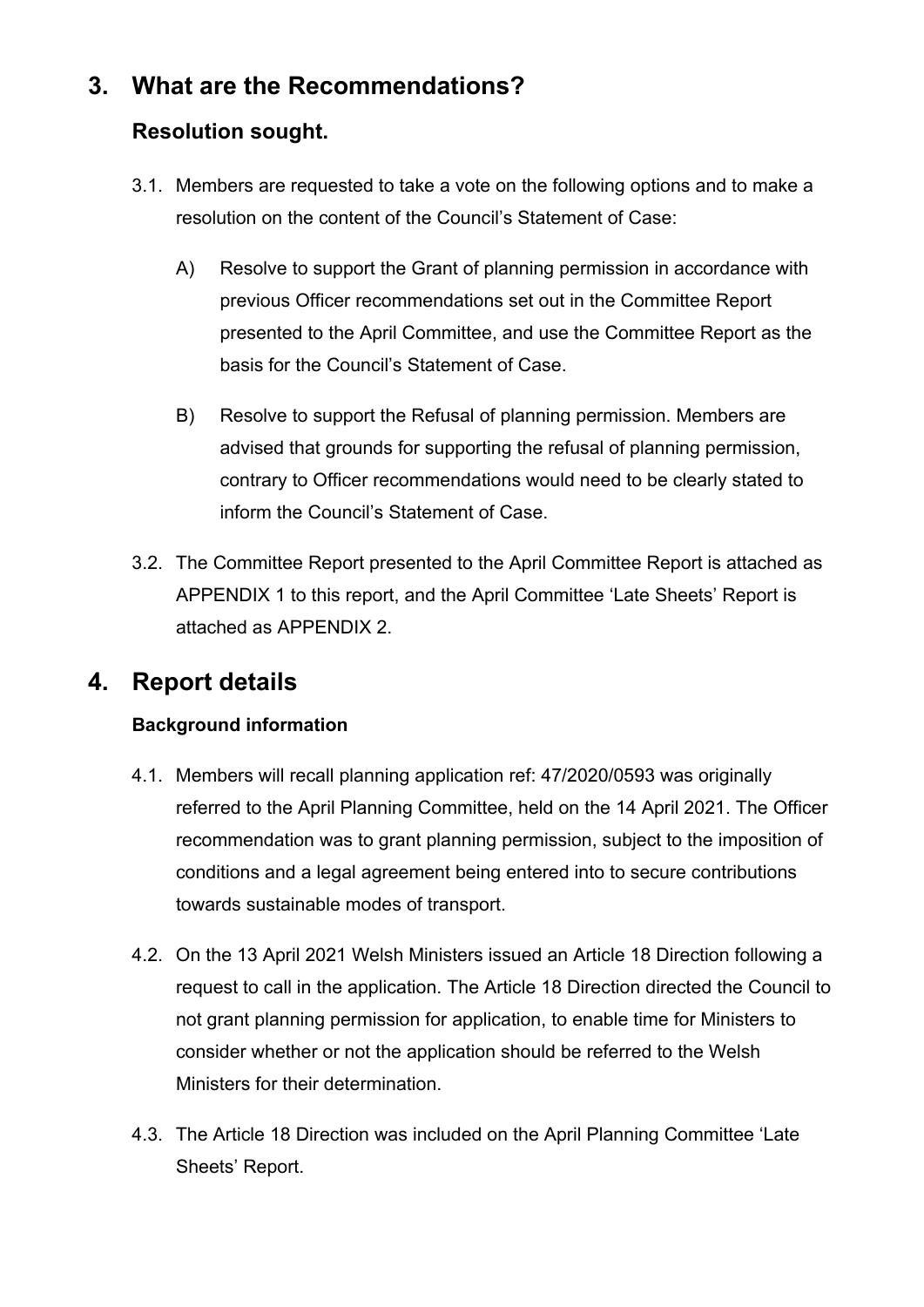# 3. What are the Recommendations?

## Resolution sought.

3.1. Members are requested to take a vote on the following options and to make a resolution on the content of the Council's Statement of Case:

A) Resolve to support the Grant of planning permission in accordance with previous Officer recommendations set out in the Committee Report presented to the April Committee, and use the Committee Report as the basis for the Council's Statement of Case.

B) Resolve to support the Refusal of planning permission. Members are advised that grounds for supporting the refusal of planning permission, contrary to Officer recommendations would need to be clearly stated to inform the Council's Statement of Case.

3.2. The Committee Report presented to the April Committee Report is attached as APPENDIX 1 to this report, and the April Committee 'Late Sheets' Report is attached as APPENDIX 2.

# 4. Report details

### Background information

4.1. Members will recall planning application ref: 47/2020/0593 was originally referred to the April Planning Committee, held on the 14 April 2021. The Officer recommendation was to grant planning permission, subject to the imposition of conditions and a legal agreement being entered into to secure contributions towards sustainable modes of transport.

4.2. On the 13 April 2021 Welsh Ministers issued an Article 18 Direction following a request to call in the application. The Article 18 Direction directed the Council to not grant planning permission for application, to enable time for Ministers to consider whether or not the application should be referred to the Welsh Ministers for their determination.

4.3. The Article 18 Direction was included on the April Planning Committee 'Late Sheets' Report.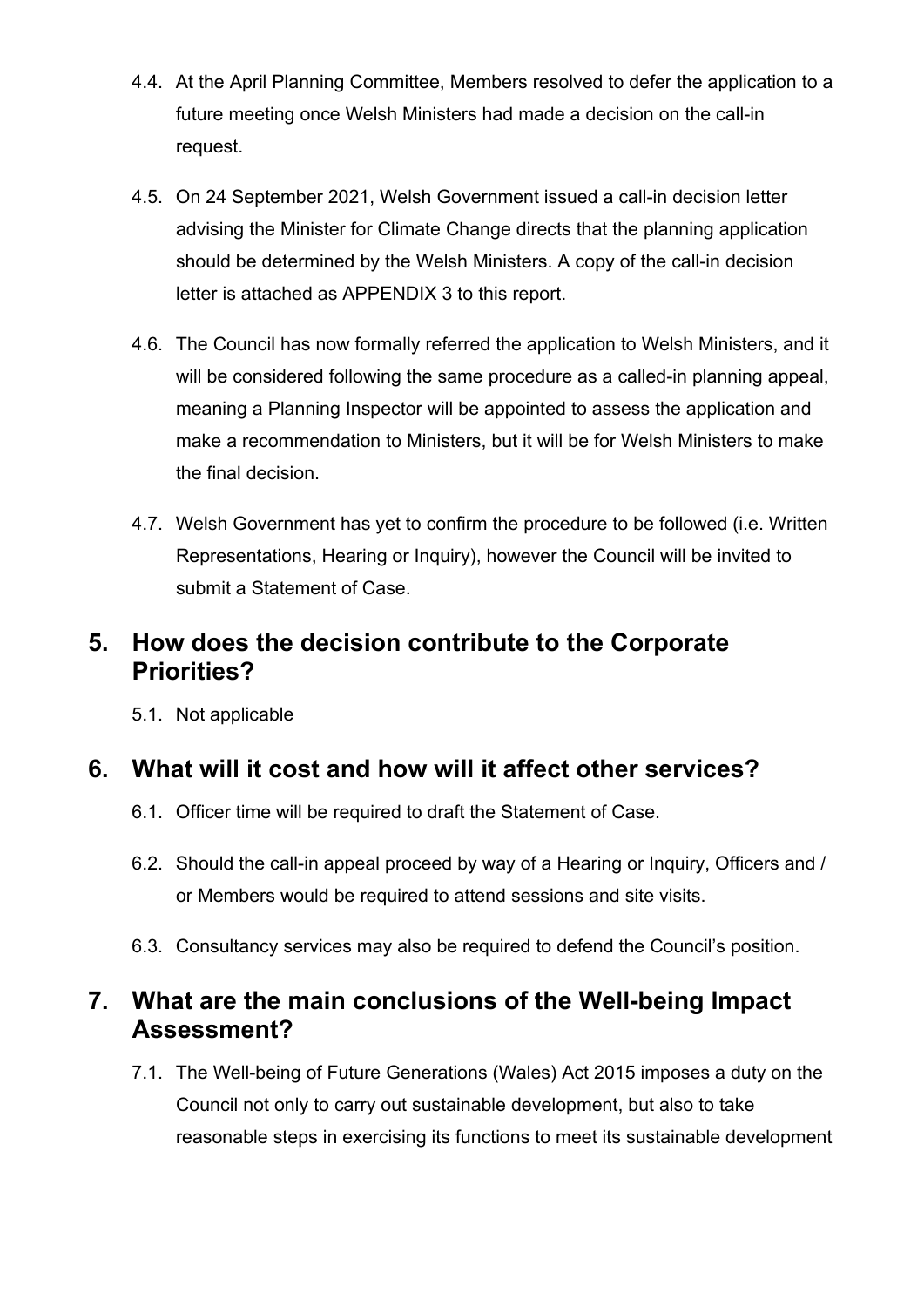4.4. At the April Planning Committee, Members resolved to defer the application to a future meeting once Welsh Ministers had made a decision on the call-in request.

4.5. On 24 September 2021, Welsh Government issued a call-in decision letter advising the Minister for Climate Change directs that the planning application should be determined by the Welsh Ministers. A copy of the call-in decision letter is attached as APPENDIX 3 to this report.

4.6. The Council has now formally referred the application to Welsh Ministers, and it will be considered following the same procedure as a called-in planning appeal, meaning a Planning Inspector will be appointed to assess the application and make a recommendation to Ministers, but it will be for Welsh Ministers to make the final decision.

4.7. Welsh Government has yet to confirm the procedure to be followed (i.e. Written Representations, Hearing or Inquiry), however the Council will be invited to submit a Statement of Case.

## 5. How does the decision contribute to the Corporate Priorities?

5.1. Not applicable

## 6. What will it cost and how will it affect other services?

6.1. Officer time will be required to draft the Statement of Case.

6.2. Should the call-in appeal proceed by way of a Hearing or Inquiry, Officers and / or Members would be required to attend sessions and site visits.

6.3. Consultancy services may also be required to defend the Council's position.

## 7. What are the main conclusions of the Well-being Impact Assessment?

7.1. The Well-being of Future Generations (Wales) Act 2015 imposes a duty on the Council not only to carry out sustainable development, but also to take reasonable steps in exercising its functions to meet its sustainable development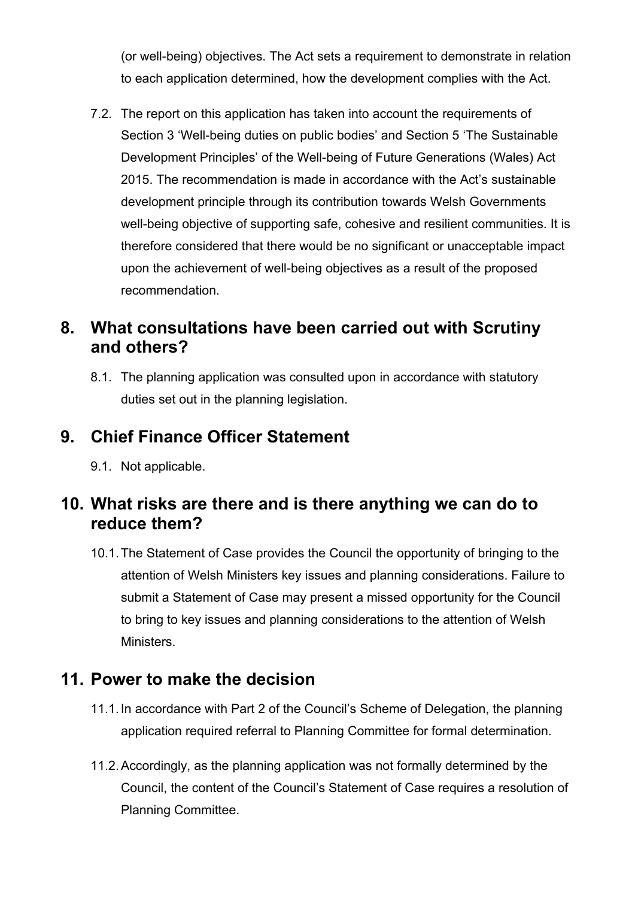(or well-being) objectives. The Act sets a requirement to demonstrate in relation to each application determined, how the development complies with the Act.

7.2. The report on this application has taken into account the requirements of Section 3 'Well-being duties on public bodies' and Section 5 'The Sustainable Development Principles' of the Well-being of Future Generations (Wales) Act 2015. The recommendation is made in accordance with the Act's sustainable development principle through its contribution towards Welsh Governments well-being objective of supporting safe, cohesive and resilient communities. It is therefore considered that there would be no significant or unacceptable impact upon the achievement of well-being objectives as a result of the proposed recommendation.

## 8. What consultations have been carried out with Scrutiny and others?

8.1. The planning application was consulted upon in accordance with statutory duties set out in the planning legislation.

## 9. Chief Finance Officer Statement

9.1. Not applicable.

## 10. What risks are there and is there anything we can do to reduce them?

10.1. The Statement of Case provides the Council the opportunity of bringing to the attention of Welsh Ministers key issues and planning considerations. Failure to submit a Statement of Case may present a missed opportunity for the Council to bring to key issues and planning considerations to the attention of Welsh Ministers.

## 11. Power to make the decision

11.1. In accordance with Part 2 of the Council's Scheme of Delegation, the planning application required referral to Planning Committee for formal determination.

11.2. Accordingly, as the planning application was not formally determined by the Council, the content of the Council's Statement of Case requires a resolution of Planning Committee.